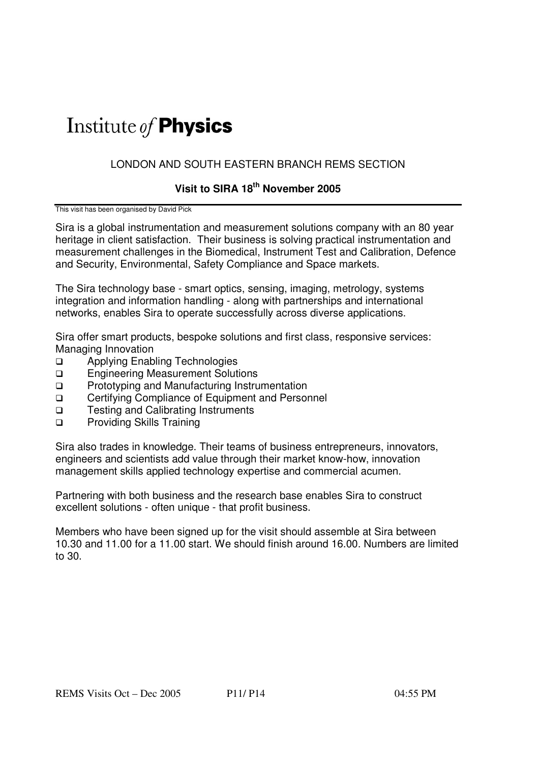# Institute *of* **Physics**

LONDON AND SOUTH EASTERN BRANCH REMS SECTION

**Visit to SIRA 18th November 2005**

This visit has been organised by David Pick

Sira is a global instrumentation and measurement solutions company with an 80 year heritage in client satisfaction. Their business is solving practical instrumentation and measurement challenges in the Biomedical, Instrument Test and Calibration, Defence and Security, Environmental, Safety Compliance and Space markets.

The Sira technology base - smart optics, sensing, imaging, metrology, systems integration and information handling - along with partnerships and international networks, enables Sira to operate successfully across diverse applications.

Sira offer smart products, bespoke solutions and first class, responsive services: Managing Innovation

- Applying Enabling Technologies
- Engineering Measurement Solutions
- Prototyping and Manufacturing Instrumentation
- Certifying Compliance of Equipment and Personnel
- Testing and Calibrating Instruments
- Providing Skills Training

Sira also trades in knowledge. Their teams of business entrepreneurs, innovators, engineers and scientists add value through their market know-how, innovation management skills applied technology expertise and commercial acumen.

Partnering with both business and the research base enables Sira to construct excellent solutions - often unique - that profit business.

Members who have been signed up for the visit should assemble at Sira between 10.30 and 11.00 for a 11.00 start. We should finish around 16.00. Numbers are limited to 30.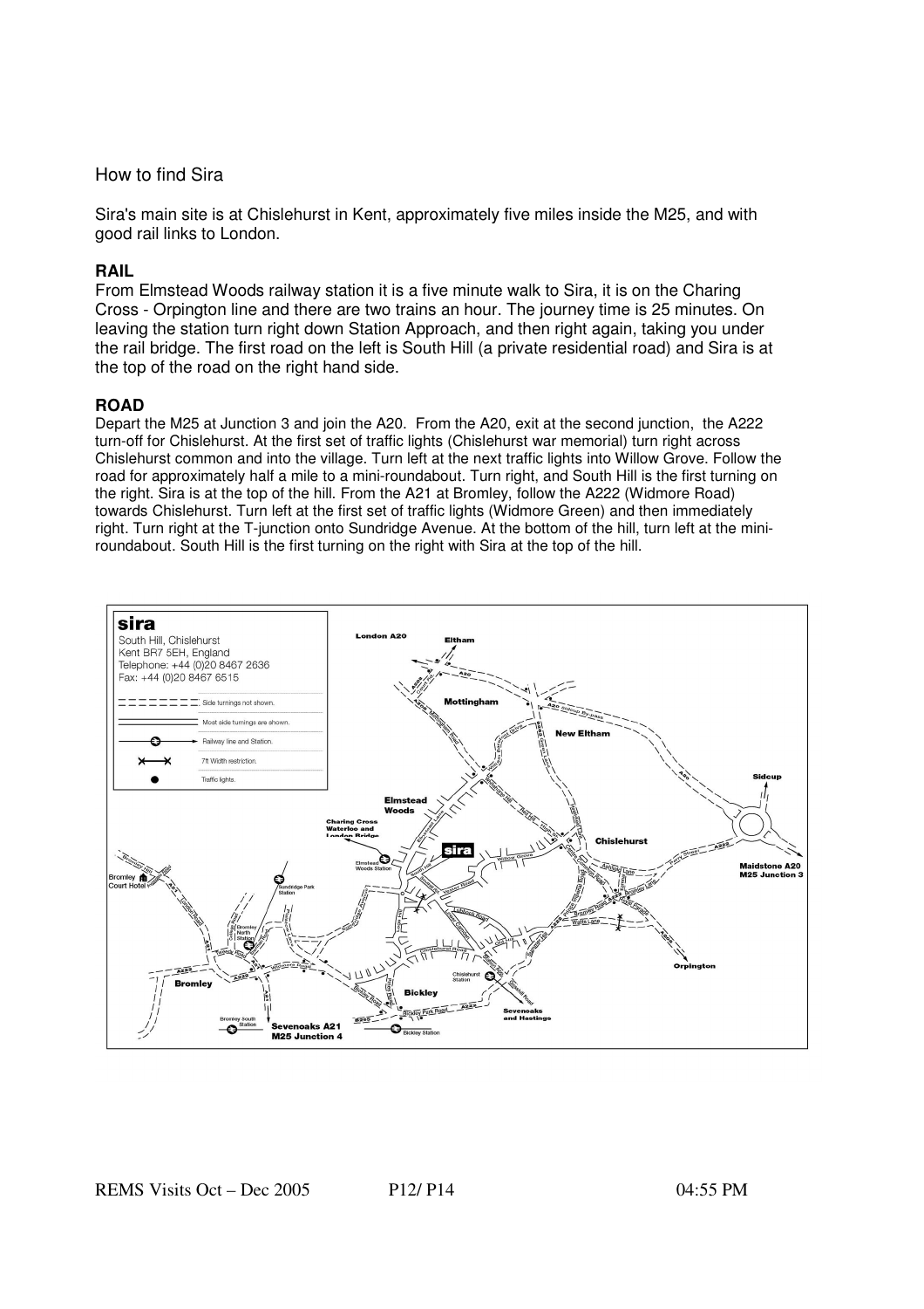How to find Sira

Sira's main site is at Chislehurst in Kent, approximately five miles inside the M25, and with good rail links to London.

**RAIL**

From Elmstead Woods railway station it is a five minute walk to Sira, it is on the Charing Cross - Orpington line and there are two trains an hour. The journey time is 25 minutes. On leaving the station turn right down Station Approach, and then right again, taking you under the rail bridge. The first road on the left is South Hill (a private residential road) and Sira is at the top of the road on the right hand side.

**ROAD**

Depart the M25 at Junction 3 and join the A20. From the A20, exit at the second junction, the A222 turn-off for Chislehurst. At the first set of traffic lights (Chislehurst war memorial) turn right across Chislehurst common and into the village. Turn left at the next traffic lights into Willow Grove. Follow the road for approximately half a mile to a mini-roundabout. Turn right, and South Hill is the first turning on the right. Sira is at the top of the hill. From the A21 at Bromley, follow the A222 (Widmore Road) towards Chislehurst. Turn left at the first set of traffic lights (Widmore Green) and then immediately right. Turn right at the T-junction onto Sundridge Avenue. At the bottom of the hill, turn left at the mini-roundabout. South Hill is the first turning on the right with Sira at the top of the hill.

**sira**

South Hill, Chislehurst
Kent BR7 5EH, England
Telephone: +44 (0)20 8467 2636
Fax: +44 (0)20 8467 6515

Side turnings not shown.
Most side turnings are shown.
Railway line and Station.
7ft Width restriction.
Traffic lights.

London A20
Eltham
Mottingham
New Eltham
Sidcup
Elmstead Woods
Charing Cross Waterloo and London Bridge
sira
Chislehurst
Maidstone A20
M25 Junction 3
Bromley Court Hotel
Sundridge Park Station
Elmstead Woods Station
Bromley North Station
Orpington
Bromley
Bickley
Chislehurst Station
Sevenoaks and Hastings
Bromley South Station
Sevenoaks A21
M25 Junction 4
Bickley Station